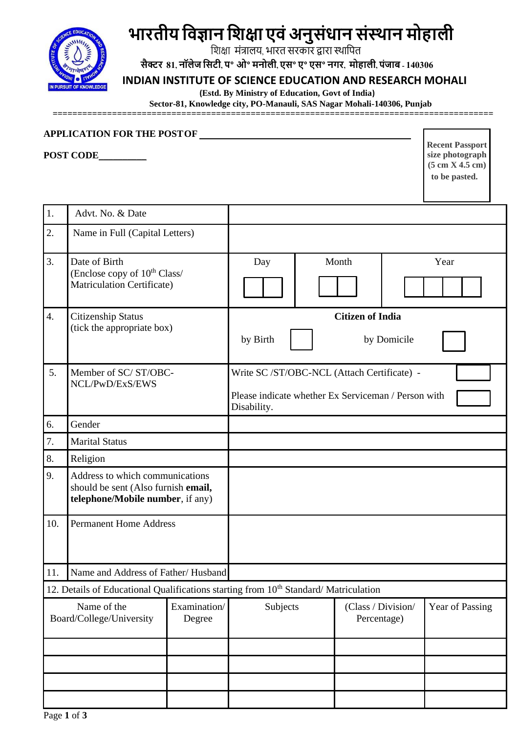# भारतीय विज्ञान शिक्षा एवं अनुसंधान संस्थान मोहाली

शिक्षा मंत्रालय, भारत सरकार द्वारा स्थापित

**सैक्टर 81, नॉलेज सिटी, प॰ ओ॰ मनोली, एस॰ ए॰ एस॰ नगर, मोहाली, पंजाब - 140306**

## INDIAN INSTITUTE OF SCIENCE EDUCATION AND RESEARCH MOHALI

**(Estd. By Ministry of Education, Govt of India)**

**Sector-81, Knowledge city, PO-Manauli, SAS Nagar Mohali-140306, Punjab**

**APPLICATION FOR THE POST OF** ____________________________________

**POST CODE**__________

**Recent Passport size photograph (5 cm X 4.5 cm) to be pasted.**

| | | | | |
|---|---|---|---|---|
| 1. | Advt. No. & Date | | | |
| 2. | Name in Full (Capital Letters) | | | |
| 3. | Date of Birth (Enclose copy of 10th Class/ Matriculation Certificate) | Day ☐☐ | Month ☐☐ | Year ☐☐☐☐ |
| 4. | Citizenship Status (tick the appropriate box) | **Citizen of India** by Birth ☐ by Domicile ☐ | | |
| 5. | Member of SC/ ST/OBC-NCL/PwD/ExS/EWS | Write SC /ST/OBC-NCL (Attach Certificate) - ☐ Please indicate whether Ex Serviceman / Person with Disability. ☐ | | |
| 6. | Gender | | | |
| 7. | Marital Status | | | |
| 8. | Religion | | | |
| 9. | Address to which communications should be sent (Also furnish **email, telephone/Mobile number**, if any) | | | |
| 10. | Permanent Home Address | | | |
| 11. | Name and Address of Father/ Husband | | | |

12. Details of Educational Qualifications starting from 10th Standard/ Matriculation

| Name of the Board/College/University | Examination/ Degree | Subjects | (Class / Division/ Percentage) | Year of Passing |
|---|---|---|---|---|
| | | | | |
| | | | | |
| | | | | |
| | | | | |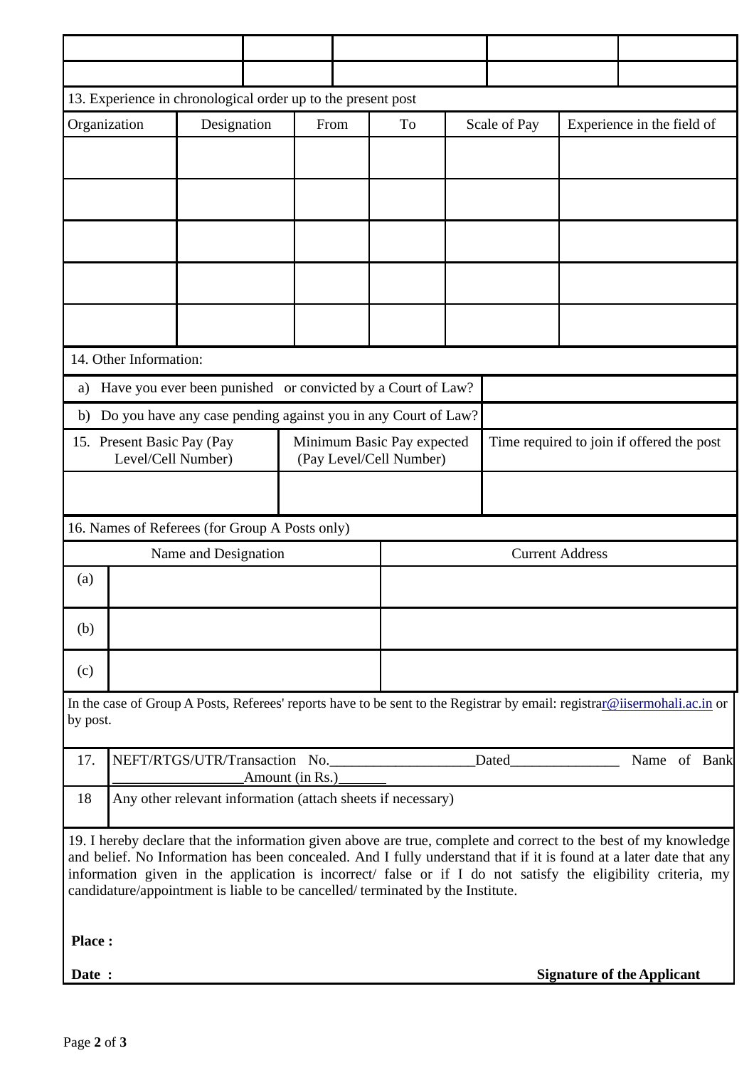| | | | | |
|---|---|---|---|---|
| | | | | |
| | | | | |

13. Experience in chronological order up to the present post

| Organization | Designation | From | To | Scale of Pay | Experience in the field of |
|---|---|---|---|---|---|
| | | | | | |
| | | | | | |
| | | | | | |
| | | | | | |
| | | | | | |

14. Other Information:

| | |
|---|---|
| a) Have you ever been punished or convicted by a Court of Law? | |
| b) Do you have any case pending against you in any Court of Law? | |

| 15. Present Basic Pay (Pay Level/Cell Number) | Minimum Basic Pay expected (Pay Level/Cell Number) | Time required to join if offered the post |
|---|---|---|
| | | |

16. Names of Referees (for Group A Posts only)

| | Name and Designation | Current Address |
|---|---|---|
| (a) | | |
| (b) | | |
| (c) | | |

In the case of Group A Posts, Referees' reports have to be sent to the Registrar by email: registrar@iisermohali.ac.in or by post.

| | |
|---|---|
| 17. | NEFT/RTGS/UTR/Transaction No.____________________Dated_______________ Name of Bank __________________Amount (in Rs.)_______ |
| 18 | Any other relevant information (attach sheets if necessary) |

19. I hereby declare that the information given above are true, complete and correct to the best of my knowledge and belief. No Information has been concealed. And I fully understand that if it is found at a later date that any information given in the application is incorrect/ false or if I do not satisfy the eligibility criteria, my candidature/appointment is liable to be cancelled/ terminated by the Institute.

**Place :**

**Date :** **Signature of the Applicant**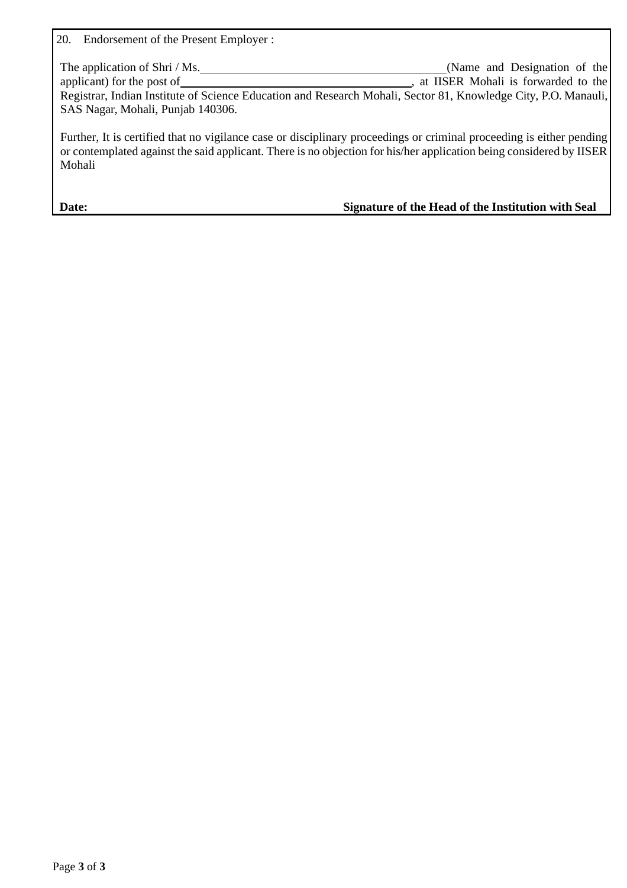20. Endorsement of the Present Employer :

The application of Shri / Ms.\_\_\_\_\_\_\_\_\_\_\_\_\_\_\_\_\_\_\_\_\_\_\_\_\_\_\_\_\_\_\_\_\_\_\_\_\_\_\_\_\_\_(Name and Designation of the applicant) for the post of\_\_\_\_\_\_\_\_\_\_\_\_\_\_\_\_\_\_\_\_\_\_\_\_\_\_\_\_\_\_\_\_\_\_\_\_\_\_\_\_, at IISER Mohali is forwarded to the Registrar, Indian Institute of Science Education and Research Mohali, Sector 81, Knowledge City, P.O. Manauli, SAS Nagar, Mohali, Punjab 140306.

Further, It is certified that no vigilance case or disciplinary proceedings or criminal proceeding is either pending or contemplated against the said applicant. There is no objection for his/her application being considered by IISER Mohali

**Date:** **Signature of the Head of the Institution with Seal**